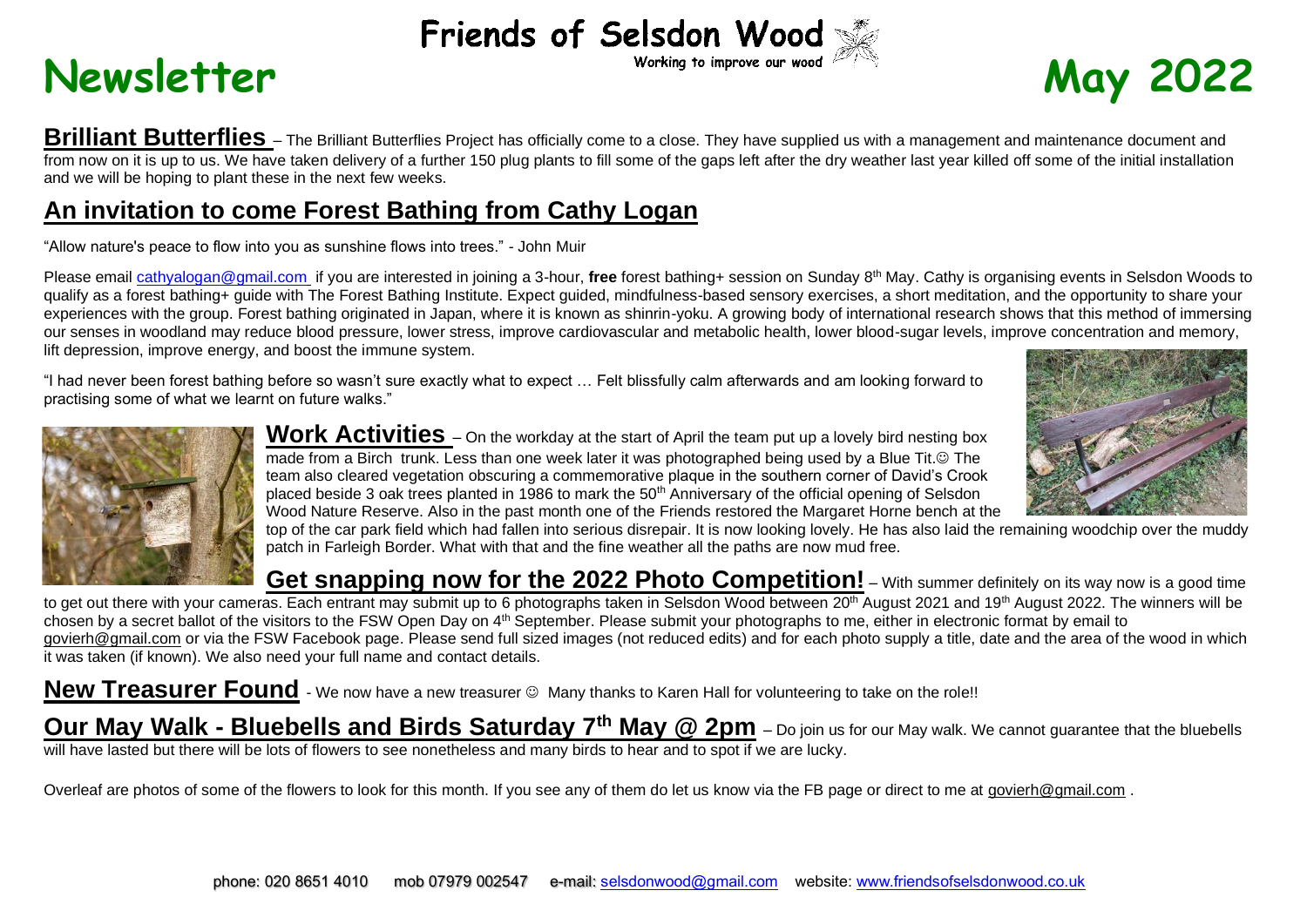# Friends of Selsdon Wood

Working to improve our wood

# Newsletter May 2022

**Brilliant Butterflies** – The Brilliant Butterflies Project has officially come to a close. They have supplied us with a management and maintenance document and from now on it is up to us. We have taken delivery of a further 150 plug plants to fill some of the gaps left after the dry weather last year killed off some of the initial installation and we will be hoping to plant these in the next few weeks.

## An invitation to come Forest Bathing from Cathy Logan

"Allow nature's peace to flow into you as sunshine flows into trees." - John Muir

Please email cathyalogan@gmail.com if you are interested in joining a 3-hour, **free** forest bathing+ session on Sunday 8th May. Cathy is organising events in Selsdon Woods to qualify as a forest bathing+ guide with The Forest Bathing Institute. Expect guided, mindfulness-based sensory exercises, a short meditation, and the opportunity to share your experiences with the group. Forest bathing originated in Japan, where it is known as shinrin-yoku. A growing body of international research shows that this method of immersing our senses in woodland may reduce blood pressure, lower stress, improve cardiovascular and metabolic health, lower blood-sugar levels, improve concentration and memory, lift depression, improve energy, and boost the immune system.

"I had never been forest bathing before so wasn't sure exactly what to expect … Felt blissfully calm afterwards and am looking forward to practising some of what we learnt on future walks."

**Work Activities** – On the workday at the start of April the team put up a lovely bird nesting box made from a Birch trunk. Less than one week later it was photographed being used by a Blue Tit.☺ The team also cleared vegetation obscuring a commemorative plaque in the southern corner of David's Crook placed beside 3 oak trees planted in 1986 to mark the 50th Anniversary of the official opening of Selsdon Wood Nature Reserve. Also in the past month one of the Friends restored the Margaret Horne bench at the top of the car park field which had fallen into serious disrepair. It is now looking lovely. He has also laid the remaining woodchip over the muddy patch in Farleigh Border. What with that and the fine weather all the paths are now mud free.

**Get snapping now for the 2022 Photo Competition!** – With summer definitely on its way now is a good time to get out there with your cameras. Each entrant may submit up to 6 photographs taken in Selsdon Wood between 20th August 2021 and 19th August 2022. The winners will be chosen by a secret ballot of the visitors to the FSW Open Day on 4th September. Please submit your photographs to me, either in electronic format by email to govierh@gmail.com or via the FSW Facebook page. Please send full sized images (not reduced edits) and for each photo supply a title, date and the area of the wood in which it was taken (if known). We also need your full name and contact details.

**New Treasurer Found** - We now have a new treasurer ☺ Many thanks to Karen Hall for volunteering to take on the role!!

**Our May Walk - Bluebells and Birds Saturday 7th May @ 2pm** – Do join us for our May walk. We cannot guarantee that the bluebells will have lasted but there will be lots of flowers to see nonetheless and many birds to hear and to spot if we are lucky.

Overleaf are photos of some of the flowers to look for this month. If you see any of them do let us know via the FB page or direct to me at govierh@gmail.com .

phone: 020 8651 4010 mob 07979 002547 e-mail: selsdonwood@gmail.com website: www.friendsofselsdonwood.co.uk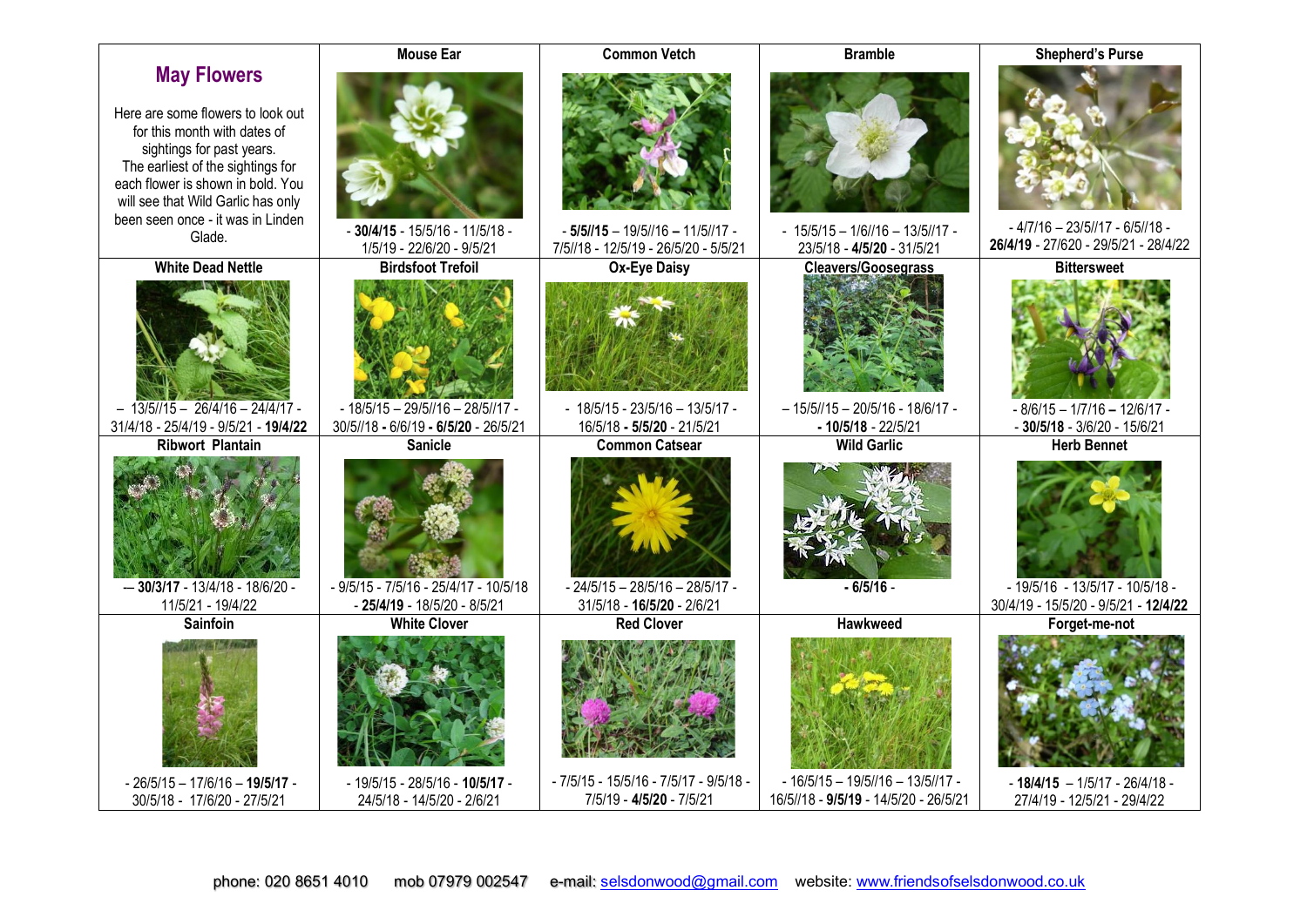| | | | | |
|---|---|---|---|---|
| **May Flowers**<br><br>Here are some flowers to look out for this month with dates of sightings for past years. The earliest of the sightings for each flower is shown in bold. You will see that Wild Garlic has only been seen once - it was in Linden Glade. | **Mouse Ear**<br><br>- **30/4/15** - 15/5/16 - 11/5/18 - 1/5/19 - 22/6/20 - 9/5/21 | **Common Vetch**<br><br>- **5/5//15** – 19/5//16 **–** 11/5//17 - 7/5//18 - 12/5/19 - 26/5/20 - 5/5/21 | **Bramble**<br><br>- 15/5/15 – 1/6//16 – 13/5//17 - 23/5/18 - **4/5/20** - 31/5/21 | **Shepherd's Purse**<br><br>- 4/7/16 – 23/5//17 - 6/5//18 - **26/4/19** - 27/620 - 29/5/21 - 28/4/22 |
| **White Dead Nettle**<br><br>– 13/5//15 – 26/4/16 – 24/4/17 - 31/4/18 - 25/4/19 - 9/5/21 - **19/4/22** | **Birdsfoot Trefoil**<br><br>- 18/5/15 – 29/5//16 – 28/5//17 - 30/5//18 - 6/6/19 **- 6/5/20** - 26/5/21 | **Ox-Eye Daisy**<br><br>- 18/5/15 – 23/5/16 – 13/5/17 - 16/5/18 - **5/5/20** - 21/5/21 | **Cleavers/Goosegrass**<br><br>– 15/5//15 – 20/5/16 - 18/6/17 - **- 10/5/18** - 22/5/21 | **Bittersweet**<br><br>- 8/6/15 – 1/7/16 – 12/6/17 - - **30/5/18** - 3/6/20 - 15/6/21 |
| **Ribwort Plantain**<br><br>— **30/3/17** - 13/4/18 - 18/6/20 - 11/5/21 - 19/4/22 | **Sanicle**<br><br>- 9/5/15 - 7/5/16 - 25/4/17 - 10/5/18 - **25/4/19** - 18/5/20 - 8/5/21 | **Common Catsear**<br><br>- 24/5/15 – 28/5/16 – 28/5/17 - 31/5/18 - **16/5/20** - 2/6/21 | **Wild Garlic**<br><br>**- 6/5/16** - | **Herb Bennet**<br><br>- 19/5/16 - 13/5/17 - 10/5/18 - 30/4/19 - 15/5/20 - 9/5/21 - **12/4/22** |
| **Sainfoin**<br><br>- 26/5/15 – 17/6/16 – **19/5/17** - 30/5/18 - 17/6/20 - 27/5/21 | **White Clover**<br><br>- 19/5/15 - 28/5/16 - **10/5/17** - 24/5/18 - 14/5/20 - 2/6/21 | **Red Clover**<br><br>- 7/5/15 - 15/5/16 - 7/5/17 - 9/5/18 - 7/5/19 - **4/5/20** - 7/5/21 | **Hawkweed**<br><br>- 16/5/15 – 19/5//16 – 13/5//17 - 16/5//18 - **9/5/19** - 14/5/20 - 26/5/21 | **Forget-me-not**<br><br>- **18/4/15** – 1/5/17 - 26/4/18 - 27/4/19 - 12/5/21 - 29/4/22 |

phone: 020 8651 4010 mob 07979 002547 e-mail: selsdonwood@gmail.com website: www.friendsofselsdonwood.co.uk